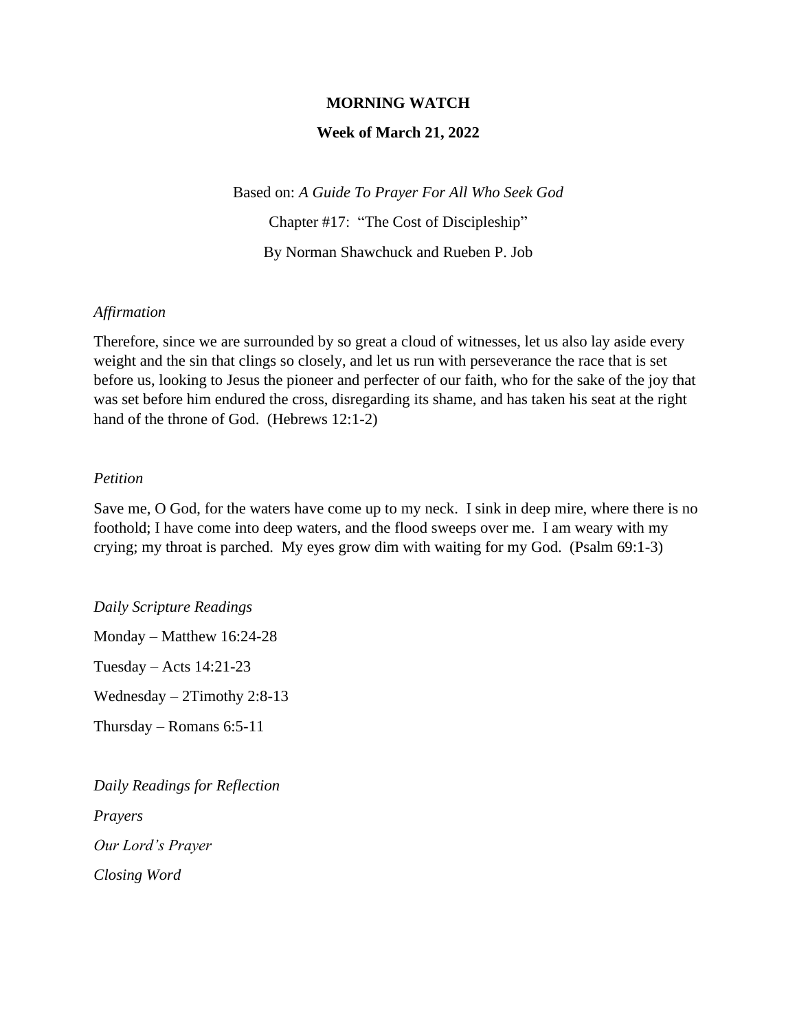**MORNING WATCH**

**Week of March 21, 2022**

Based on: *A Guide To Prayer For All Who Seek God*

Chapter #17: "The Cost of Discipleship"

By Norman Shawchuck and Rueben P. Job

*Affirmation*

Therefore, since we are surrounded by so great a cloud of witnesses, let us also lay aside every weight and the sin that clings so closely, and let us run with perseverance the race that is set before us, looking to Jesus the pioneer and perfecter of our faith, who for the sake of the joy that was set before him endured the cross, disregarding its shame, and has taken his seat at the right hand of the throne of God. (Hebrews 12:1-2)

*Petition*

Save me, O God, for the waters have come up to my neck. I sink in deep mire, where there is no foothold; I have come into deep waters, and the flood sweeps over me. I am weary with my crying; my throat is parched. My eyes grow dim with waiting for my God. (Psalm 69:1-3)

*Daily Scripture Readings*

Monday – Matthew 16:24-28

Tuesday – Acts 14:21-23

Wednesday – 2Timothy 2:8-13

Thursday – Romans 6:5-11

*Daily Readings for Reflection*

*Prayers*

*Our Lord's Prayer*

*Closing Word*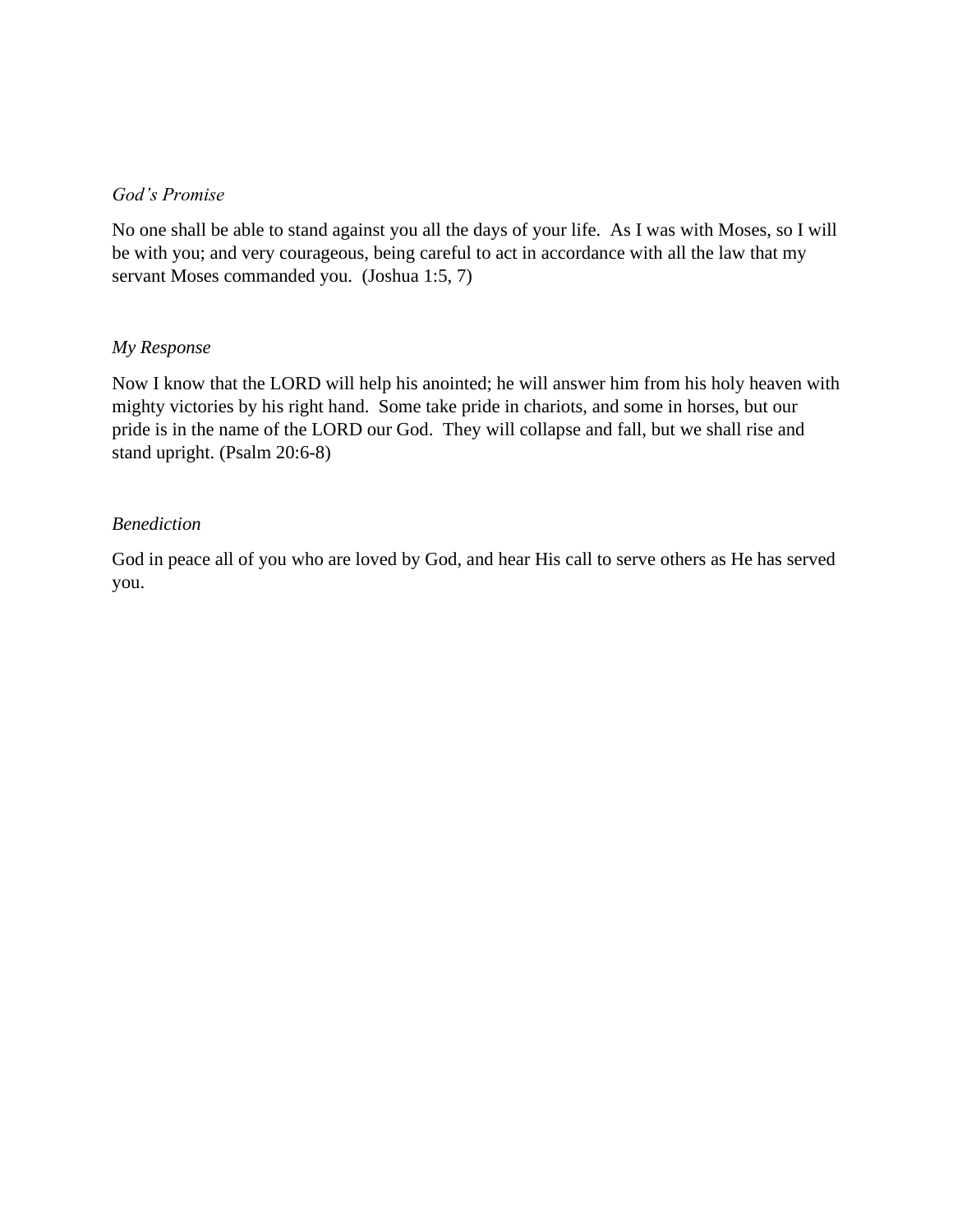*God's Promise*

No one shall be able to stand against you all the days of your life. As I was with Moses, so I will be with you; and very courageous, being careful to act in accordance with all the law that my servant Moses commanded you. (Joshua 1:5, 7)

*My Response*

Now I know that the LORD will help his anointed; he will answer him from his holy heaven with mighty victories by his right hand. Some take pride in chariots, and some in horses, but our pride is in the name of the LORD our God. They will collapse and fall, but we shall rise and stand upright. (Psalm 20:6-8)

*Benediction*

God in peace all of you who are loved by God, and hear His call to serve others as He has served you.